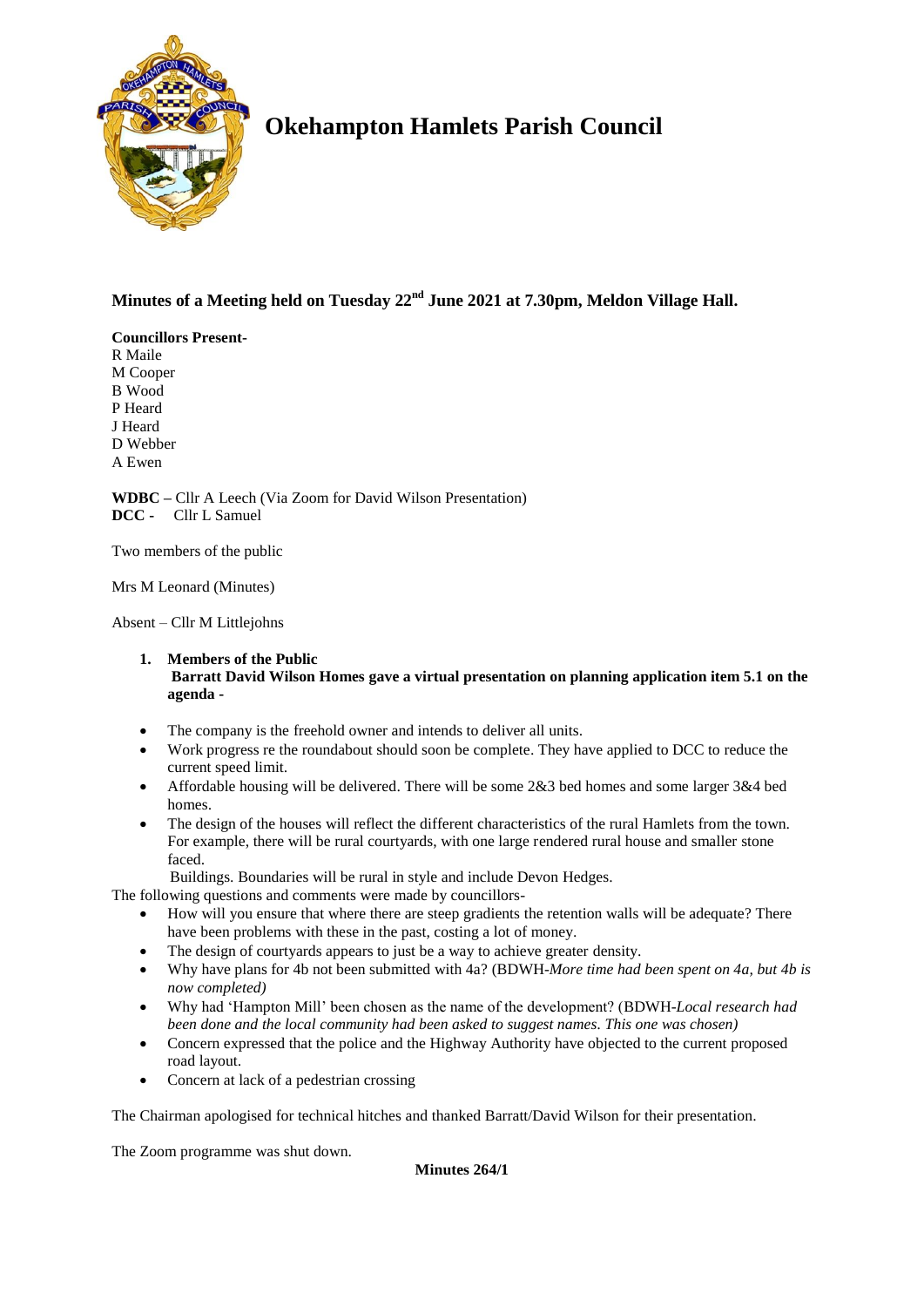# Okehampton Hamlets Parish Council

**Minutes of a Meeting held on Tuesday 22nd June 2021 at 7.30pm, Meldon Village Hall.**

**Councillors Present-**
R Maile
M Cooper
B Wood
P Heard
J Heard
D Webber
A Ewen

**WDBC –** Cllr A Leech (Via Zoom for David Wilson Presentation)
**DCC -** Cllr L Samuel

Two members of the public

Mrs M Leonard (Minutes)

Absent – Cllr M Littlejohns

1. **Members of the Public**
   **Barratt David Wilson Homes gave a virtual presentation on planning application item 5.1 on the agenda -**

- The company is the freehold owner and intends to deliver all units.
- Work progress re the roundabout should soon be complete. They have applied to DCC to reduce the current speed limit.
- Affordable housing will be delivered. There will be some 2&3 bed homes and some larger 3&4 bed homes.
- The design of the houses will reflect the different characteristics of the rural Hamlets from the town. For example, there will be rural courtyards, with one large rendered rural house and smaller stone faced.
  Buildings. Boundaries will be rural in style and include Devon Hedges.

The following questions and comments were made by councillors-

- How will you ensure that where there are steep gradients the retention walls will be adequate? There have been problems with these in the past, costing a lot of money.
- The design of courtyards appears to just be a way to achieve greater density.
- Why have plans for 4b not been submitted with 4a? (BDWH-*More time had been spent on 4a, but 4b is now completed)*
- Why had 'Hampton Mill' been chosen as the name of the development? (BDWH-*Local research had been done and the local community had been asked to suggest names. This one was chosen)*
- Concern expressed that the police and the Highway Authority have objected to the current proposed road layout.
- Concern at lack of a pedestrian crossing

The Chairman apologised for technical hitches and thanked Barratt/David Wilson for their presentation.

The Zoom programme was shut down.

**Minutes 264/1**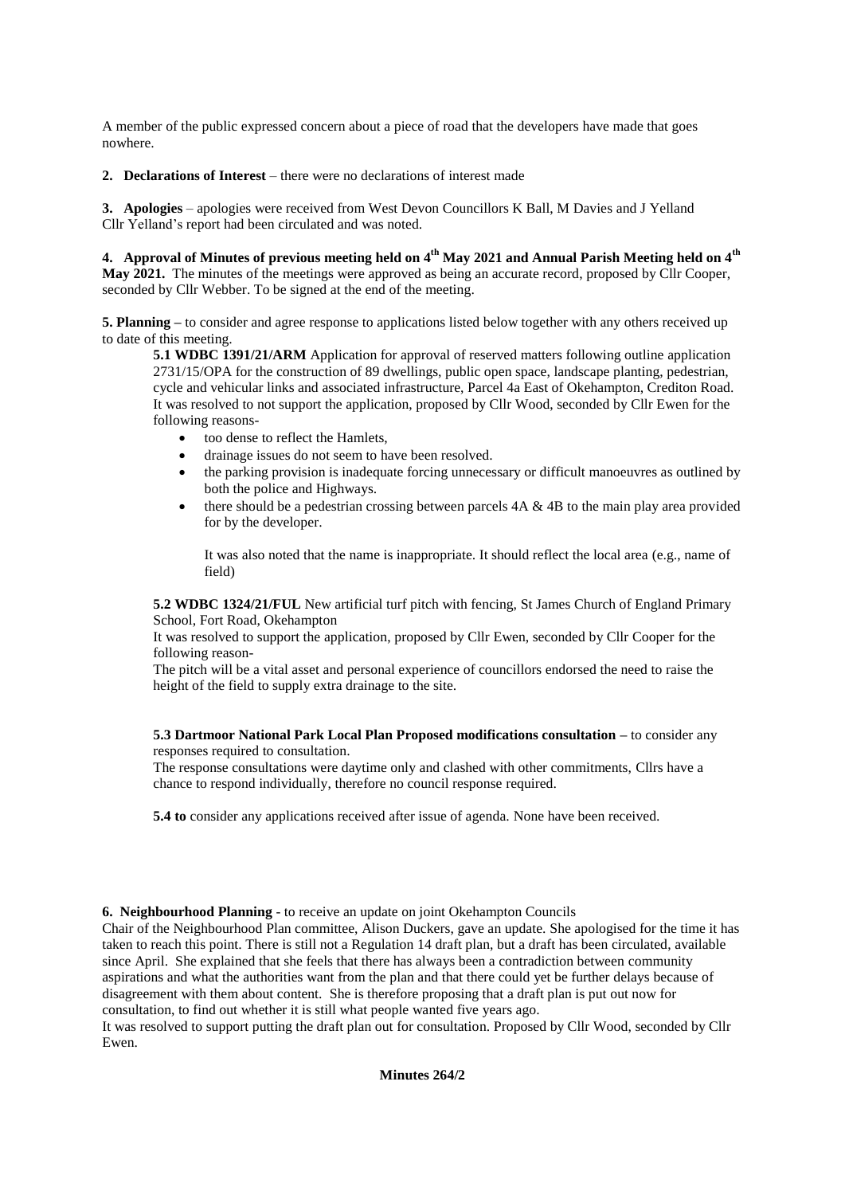A member of the public expressed concern about a piece of road that the developers have made that goes nowhere.

**2. Declarations of Interest** – there were no declarations of interest made

**3. Apologies** – apologies were received from West Devon Councillors K Ball, M Davies and J Yelland
Cllr Yelland's report had been circulated and was noted.

**4. Approval of Minutes of previous meeting held on 4th May 2021 and Annual Parish Meeting held on 4th May 2021.** The minutes of the meetings were approved as being an accurate record, proposed by Cllr Cooper, seconded by Cllr Webber. To be signed at the end of the meeting.

**5. Planning –** to consider and agree response to applications listed below together with any others received up to date of this meeting.

**5.1 WDBC 1391/21/ARM** Application for approval of reserved matters following outline application 2731/15/OPA for the construction of 89 dwellings, public open space, landscape planting, pedestrian, cycle and vehicular links and associated infrastructure, Parcel 4a East of Okehampton, Crediton Road. It was resolved to not support the application, proposed by Cllr Wood, seconded by Cllr Ewen for the following reasons-

- too dense to reflect the Hamlets,
- drainage issues do not seem to have been resolved.
- the parking provision is inadequate forcing unnecessary or difficult manoeuvres as outlined by both the police and Highways.
- there should be a pedestrian crossing between parcels 4A & 4B to the main play area provided for by the developer.

It was also noted that the name is inappropriate. It should reflect the local area (e.g., name of field)

**5.2 WDBC 1324/21/FUL** New artificial turf pitch with fencing, St James Church of England Primary School, Fort Road, Okehampton
It was resolved to support the application, proposed by Cllr Ewen, seconded by Cllr Cooper for the following reason-
The pitch will be a vital asset and personal experience of councillors endorsed the need to raise the height of the field to supply extra drainage to the site.

**5.3 Dartmoor National Park Local Plan Proposed modifications consultation –** to consider any responses required to consultation.
The response consultations were daytime only and clashed with other commitments, Cllrs have a chance to respond individually, therefore no council response required.

**5.4 to** consider any applications received after issue of agenda. None have been received.

**6. Neighbourhood Planning** - to receive an update on joint Okehampton Councils
Chair of the Neighbourhood Plan committee, Alison Duckers, gave an update. She apologised for the time it has taken to reach this point. There is still not a Regulation 14 draft plan, but a draft has been circulated, available since April. She explained that she feels that there has always been a contradiction between community aspirations and what the authorities want from the plan and that there could yet be further delays because of disagreement with them about content. She is therefore proposing that a draft plan is put out now for consultation, to find out whether it is still what people wanted five years ago.
It was resolved to support putting the draft plan out for consultation. Proposed by Cllr Wood, seconded by Cllr Ewen.

**Minutes 264/2**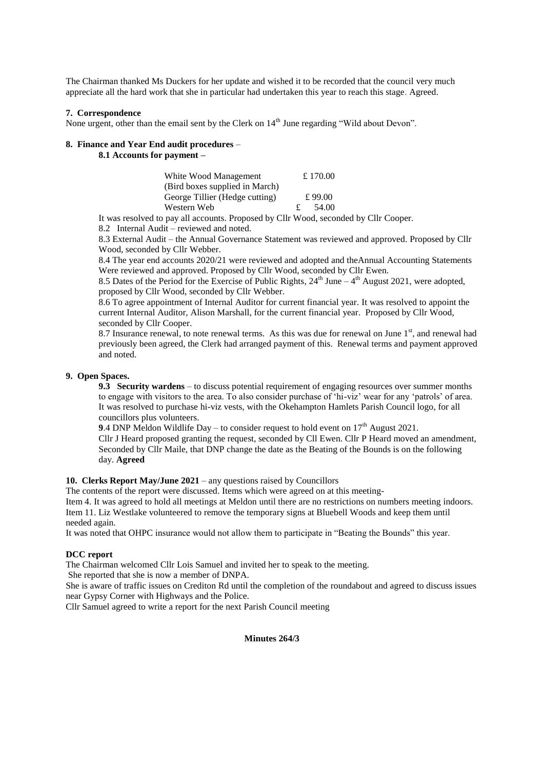The Chairman thanked Ms Duckers for her update and wished it to be recorded that the council very much appreciate all the hard work that she in particular had undertaken this year to reach this stage. Agreed.

**7. Correspondence**

None urgent, other than the email sent by the Clerk on 14th June regarding "Wild about Devon".

**8. Finance and Year End audit procedures** –

**8.1 Accounts for payment –**

| | |
|---|---|
| White Wood Management (Bird boxes supplied in March) | £ 170.00 |
| George Tillier (Hedge cutting) | £ 99.00 |
| Western Web | £ 54.00 |

It was resolved to pay all accounts. Proposed by Cllr Wood, seconded by Cllr Cooper.

8.2 Internal Audit – reviewed and noted.

8.3 External Audit – the Annual Governance Statement was reviewed and approved. Proposed by Cllr Wood, seconded by Cllr Webber.

8.4 The year end accounts 2020/21 were reviewed and adopted and theAnnual Accounting Statements Were reviewed and approved. Proposed by Cllr Wood, seconded by Cllr Ewen.

8.5 Dates of the Period for the Exercise of Public Rights, 24th June – 4th August 2021, were adopted, proposed by Cllr Wood, seconded by Cllr Webber.

8.6 To agree appointment of Internal Auditor for current financial year. It was resolved to appoint the current Internal Auditor, Alison Marshall, for the current financial year. Proposed by Cllr Wood, seconded by Cllr Cooper.

8.7 Insurance renewal, to note renewal terms. As this was due for renewal on June 1st, and renewal had previously been agreed, the Clerk had arranged payment of this. Renewal terms and payment approved and noted.

**9. Open Spaces.**

**9.3 Security wardens** – to discuss potential requirement of engaging resources over summer months to engage with visitors to the area. To also consider purchase of 'hi-viz' wear for any 'patrols' of area. It was resolved to purchase hi-viz vests, with the Okehampton Hamlets Parish Council logo, for all councillors plus volunteers.

**9**.4 DNP Meldon Wildlife Day – to consider request to hold event on 17th August 2021.

Cllr J Heard proposed granting the request, seconded by Cll Ewen. Cllr P Heard moved an amendment, Seconded by Cllr Maile, that DNP change the date as the Beating of the Bounds is on the following day. **Agreed**

**10. Clerks Report May/June 2021** – any questions raised by Councillors

The contents of the report were discussed. Items which were agreed on at this meeting-

Item 4. It was agreed to hold all meetings at Meldon until there are no restrictions on numbers meeting indoors.

Item 11. Liz Westlake volunteered to remove the temporary signs at Bluebell Woods and keep them until needed again.

It was noted that OHPC insurance would not allow them to participate in "Beating the Bounds" this year.

**DCC report**

The Chairman welcomed Cllr Lois Samuel and invited her to speak to the meeting.

She reported that she is now a member of DNPA.

She is aware of traffic issues on Crediton Rd until the completion of the roundabout and agreed to discuss issues near Gypsy Corner with Highways and the Police.

Cllr Samuel agreed to write a report for the next Parish Council meeting

**Minutes 264/3**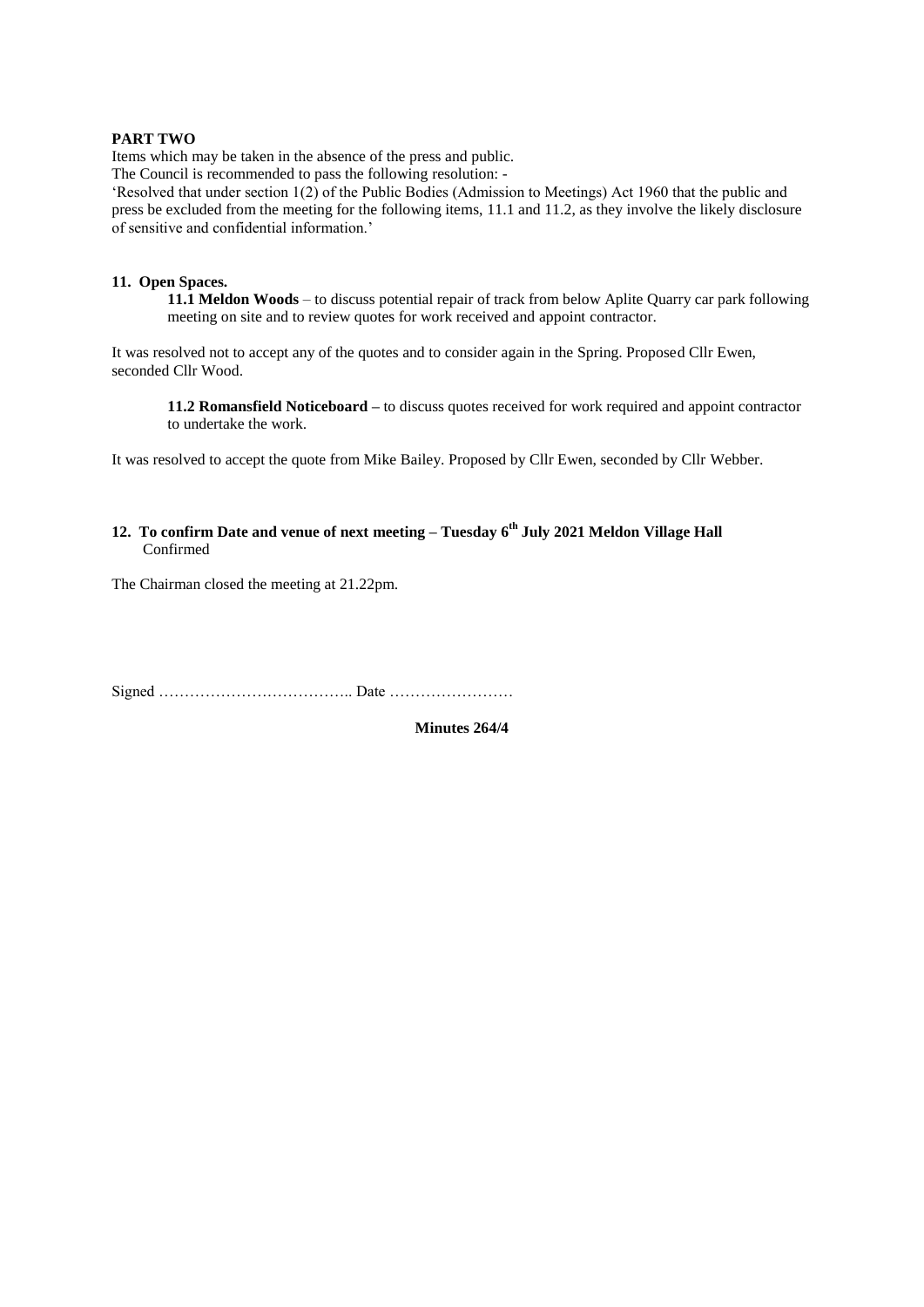**PART TWO**

Items which may be taken in the absence of the press and public.

The Council is recommended to pass the following resolution: -

'Resolved that under section 1(2) of the Public Bodies (Admission to Meetings) Act 1960 that the public and press be excluded from the meeting for the following items, 11.1 and 11.2, as they involve the likely disclosure of sensitive and confidential information.'

**11. Open Spaces.**

**11.1 Meldon Woods** – to discuss potential repair of track from below Aplite Quarry car park following meeting on site and to review quotes for work received and appoint contractor.

It was resolved not to accept any of the quotes and to consider again in the Spring. Proposed Cllr Ewen, seconded Cllr Wood.

**11.2 Romansfield Noticeboard –** to discuss quotes received for work required and appoint contractor to undertake the work.

It was resolved to accept the quote from Mike Bailey. Proposed by Cllr Ewen, seconded by Cllr Webber.

**12. To confirm Date and venue of next meeting – Tuesday 6th July 2021 Meldon Village Hall**

Confirmed

The Chairman closed the meeting at 21.22pm.

Signed ……………………………….. Date ……………………

**Minutes 264/4**